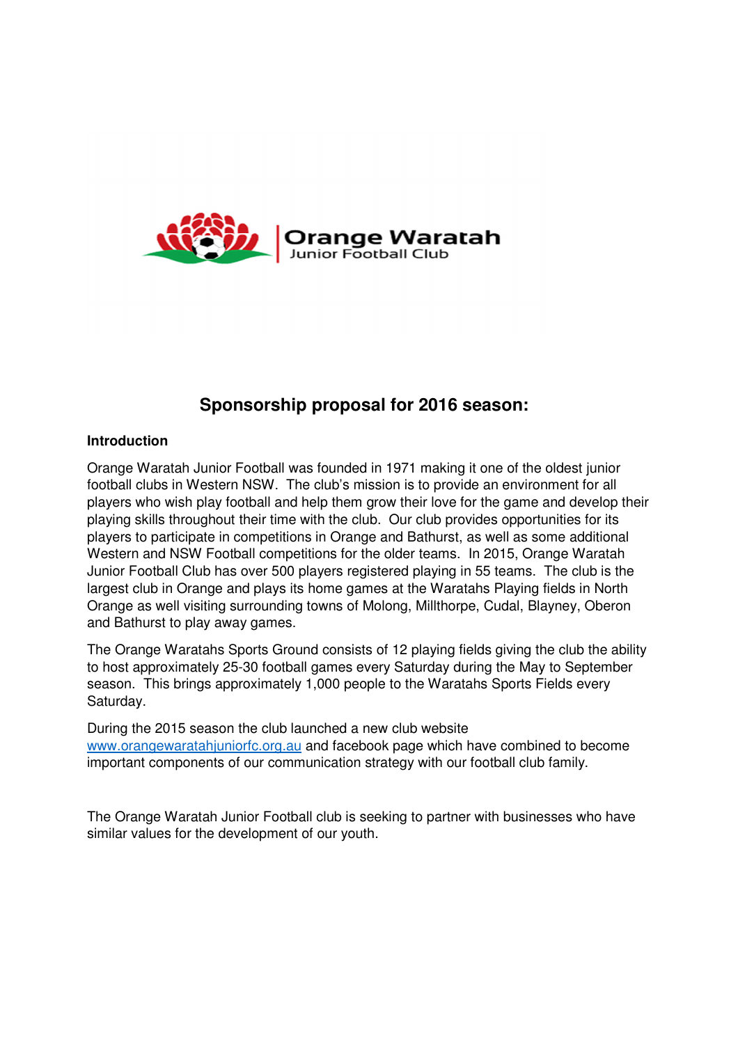Orange Waratah
Junior Football Club

## Sponsorship proposal for 2016 season:

**Introduction**

Orange Waratah Junior Football was founded in 1971 making it one of the oldest junior football clubs in Western NSW. The club's mission is to provide an environment for all players who wish play football and help them grow their love for the game and develop their playing skills throughout their time with the club. Our club provides opportunities for its players to participate in competitions in Orange and Bathurst, as well as some additional Western and NSW Football competitions for the older teams. In 2015, Orange Waratah Junior Football Club has over 500 players registered playing in 55 teams. The club is the largest club in Orange and plays its home games at the Waratahs Playing fields in North Orange as well visiting surrounding towns of Molong, Millthorpe, Cudal, Blayney, Oberon and Bathurst to play away games.

The Orange Waratahs Sports Ground consists of 12 playing fields giving the club the ability to host approximately 25-30 football games every Saturday during the May to September season. This brings approximately 1,000 people to the Waratahs Sports Fields every Saturday.

During the 2015 season the club launched a new club website www.orangewaratahjuniorfc.org.au and facebook page which have combined to become important components of our communication strategy with our football club family.

The Orange Waratah Junior Football club is seeking to partner with businesses who have similar values for the development of our youth.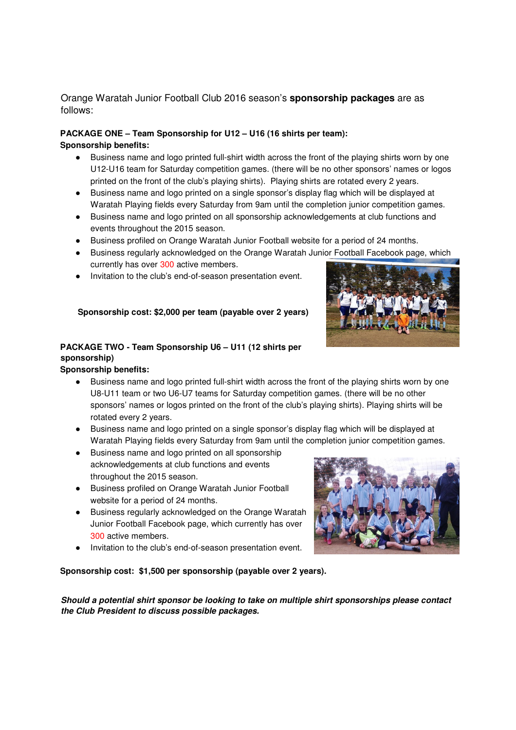Orange Waratah Junior Football Club 2016 season's **sponsorship packages** are as follows:

**PACKAGE ONE – Team Sponsorship for U12 – U16 (16 shirts per team):**
**Sponsorship benefits:**

- Business name and logo printed full-shirt width across the front of the playing shirts worn by one U12-U16 team for Saturday competition games. (there will be no other sponsors' names or logos printed on the front of the club's playing shirts). Playing shirts are rotated every 2 years.
- Business name and logo printed on a single sponsor's display flag which will be displayed at Waratah Playing fields every Saturday from 9am until the completion junior competition games.
- Business name and logo printed on all sponsorship acknowledgements at club functions and events throughout the 2015 season.
- Business profiled on Orange Waratah Junior Football website for a period of 24 months.
- Business regularly acknowledged on the Orange Waratah Junior Football Facebook page, which currently has over 300 active members.
- Invitation to the club's end-of-season presentation event.

**Sponsorship cost: $2,000 per team (payable over 2 years)**

**PACKAGE TWO - Team Sponsorship U6 – U11 (12 shirts per sponsorship)**
**Sponsorship benefits:**

- Business name and logo printed full-shirt width across the front of the playing shirts worn by one U8-U11 team or two U6-U7 teams for Saturday competition games. (there will be no other sponsors' names or logos printed on the front of the club's playing shirts). Playing shirts will be rotated every 2 years.
- Business name and logo printed on a single sponsor's display flag which will be displayed at Waratah Playing fields every Saturday from 9am until the completion junior competition games.
- Business name and logo printed on all sponsorship acknowledgements at club functions and events throughout the 2015 season.
- Business profiled on Orange Waratah Junior Football website for a period of 24 months.
- Business regularly acknowledged on the Orange Waratah Junior Football Facebook page, which currently has over 300 active members.
- Invitation to the club's end-of-season presentation event.

**Sponsorship cost: $1,500 per sponsorship (payable over 2 years).**

***Should a potential shirt sponsor be looking to take on multiple shirt sponsorships please contact the Club President to discuss possible packages.***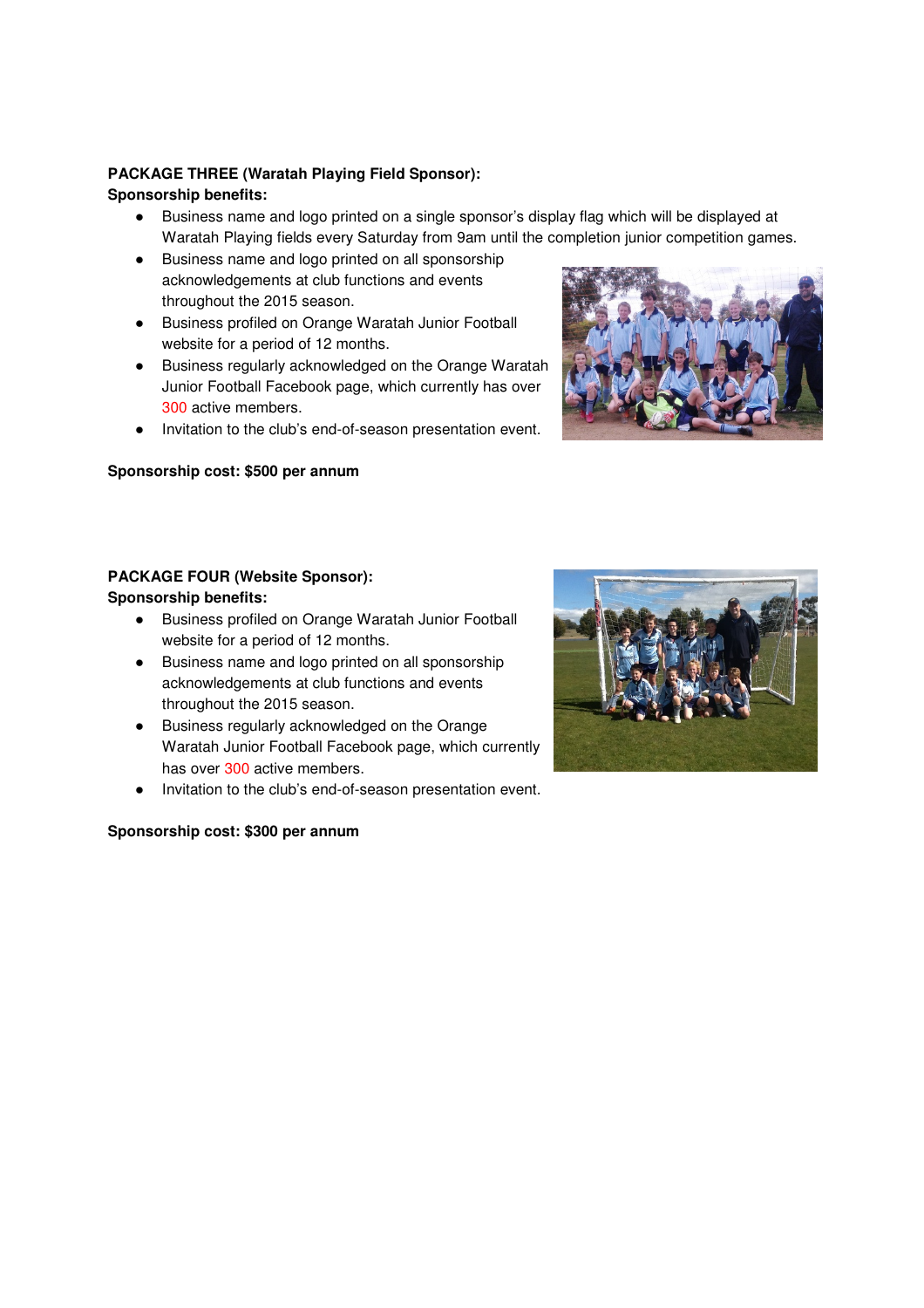**PACKAGE THREE (Waratah Playing Field Sponsor):**
**Sponsorship benefits:**

- Business name and logo printed on a single sponsor's display flag which will be displayed at Waratah Playing fields every Saturday from 9am until the completion junior competition games.
- Business name and logo printed on all sponsorship acknowledgements at club functions and events throughout the 2015 season.
- Business profiled on Orange Waratah Junior Football website for a period of 12 months.
- Business regularly acknowledged on the Orange Waratah Junior Football Facebook page, which currently has over 300 active members.
- Invitation to the club's end-of-season presentation event.

**Sponsorship cost: $500 per annum**

**PACKAGE FOUR (Website Sponsor):**
**Sponsorship benefits:**

- Business profiled on Orange Waratah Junior Football website for a period of 12 months.
- Business name and logo printed on all sponsorship acknowledgements at club functions and events throughout the 2015 season.
- Business regularly acknowledged on the Orange Waratah Junior Football Facebook page, which currently has over 300 active members.
- Invitation to the club's end-of-season presentation event.

**Sponsorship cost: $300 per annum**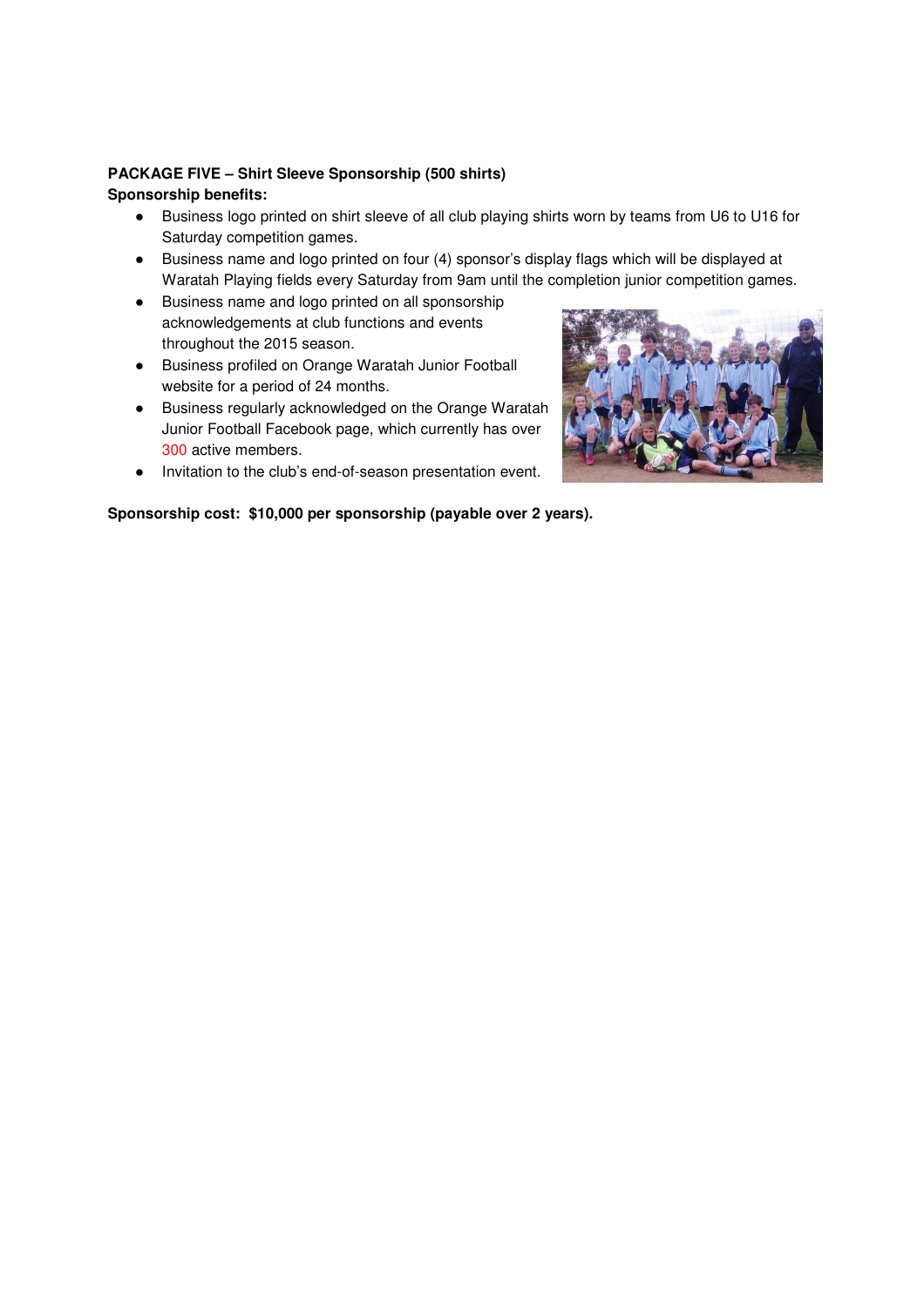**PACKAGE FIVE – Shirt Sleeve Sponsorship (500 shirts)**

**Sponsorship benefits:**

- Business logo printed on shirt sleeve of all club playing shirts worn by teams from U6 to U16 for Saturday competition games.
- Business name and logo printed on four (4) sponsor's display flags which will be displayed at Waratah Playing fields every Saturday from 9am until the completion junior competition games.
- Business name and logo printed on all sponsorship acknowledgements at club functions and events throughout the 2015 season.
- Business profiled on Orange Waratah Junior Football website for a period of 24 months.
- Business regularly acknowledged on the Orange Waratah Junior Football Facebook page, which currently has over 300 active members.
- Invitation to the club's end-of-season presentation event.

**Sponsorship cost: $10,000 per sponsorship (payable over 2 years).**